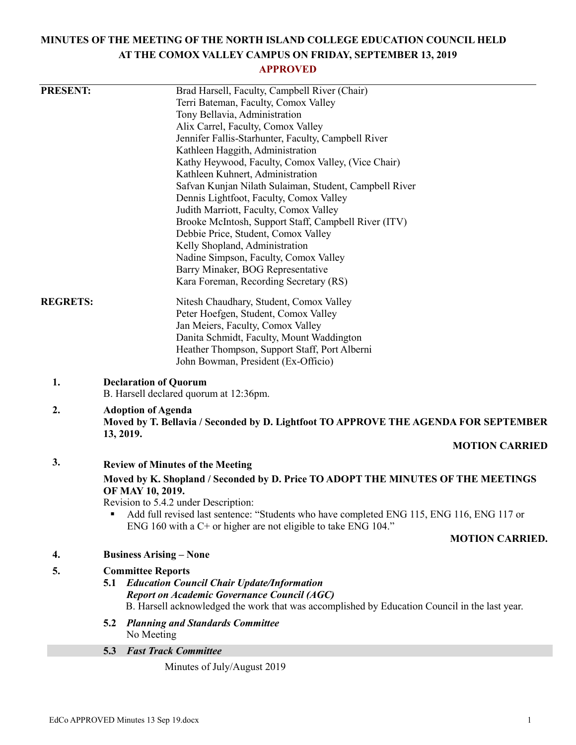# MINUTES OF THE MEETING OF THE NORTH ISLAND COLLEGE EDUCATION COUNCIL HELD AT THE COMOX VALLEY CAMPUS ON FRIDAY, SEPTEMBER 13, 2019

**APPROVED**

**PRESENT:**

Brad Harsell, Faculty, Campbell River (Chair)
Terri Bateman, Faculty, Comox Valley
Tony Bellavia, Administration
Alix Carrel, Faculty, Comox Valley
Jennifer Fallis-Starhunter, Faculty, Campbell River
Kathleen Haggith, Administration
Kathy Heywood, Faculty, Comox Valley, (Vice Chair)
Kathleen Kuhnert, Administration
Safvan Kunjan Nilath Sulaiman, Student, Campbell River
Dennis Lightfoot, Faculty, Comox Valley
Judith Marriott, Faculty, Comox Valley
Brooke McIntosh, Support Staff, Campbell River (ITV)
Debbie Price, Student, Comox Valley
Kelly Shopland, Administration
Nadine Simpson, Faculty, Comox Valley
Barry Minaker, BOG Representative
Kara Foreman, Recording Secretary (RS)

**REGRETS:**

Nitesh Chaudhary, Student, Comox Valley
Peter Hoefgen, Student, Comox Valley
Jan Meiers, Faculty, Comox Valley
Danita Schmidt, Faculty, Mount Waddington
Heather Thompson, Support Staff, Port Alberni
John Bowman, President (Ex-Officio)

**1. Declaration of Quorum**

B. Harsell declared quorum at 12:36pm.

**2. Adoption of Agenda**

**Moved by T. Bellavia / Seconded by D. Lightfoot TO APPROVE THE AGENDA FOR SEPTEMBER 13, 2019.**

**MOTION CARRIED**

**3. Review of Minutes of the Meeting**

**Moved by K. Shopland / Seconded by D. Price TO ADOPT THE MINUTES OF THE MEETINGS OF MAY 10, 2019.**

Revision to 5.4.2 under Description:

- Add full revised last sentence: "Students who have completed ENG 115, ENG 116, ENG 117 or ENG 160 with a C+ or higher are not eligible to take ENG 104."

**MOTION CARRIED.**

**4. Business Arising – None**

**5. Committee Reports**

**5.1 *Education Council Chair Update/Information***
***Report on Academic Governance Council (AGC)***

B. Harsell acknowledged the work that was accomplished by Education Council in the last year.

**5.2 *Planning and Standards Committee***

No Meeting

**5.3 *Fast Track Committee***

Minutes of July/August 2019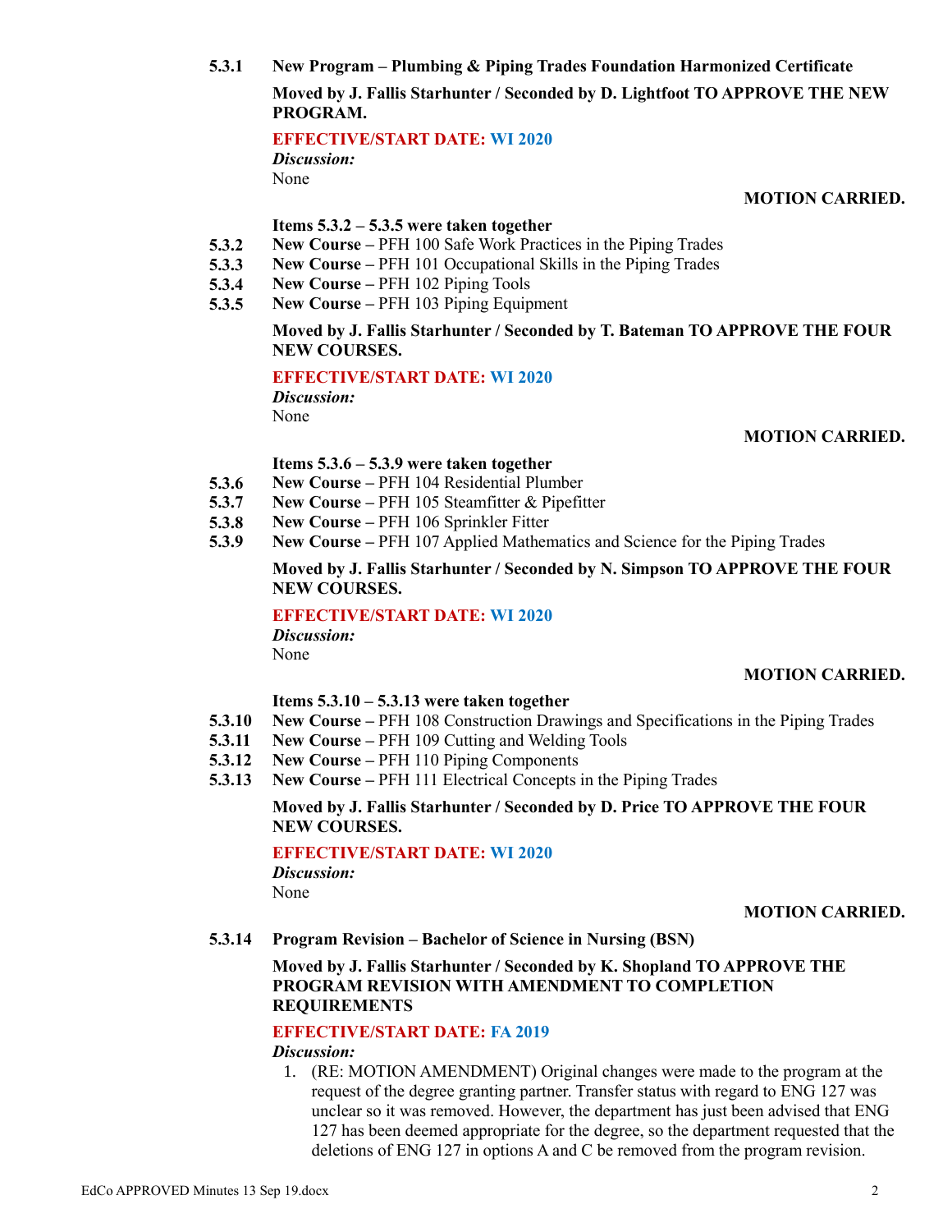**5.3.1 New Program – Plumbing & Piping Trades Foundation Harmonized Certificate**

**Moved by J. Fallis Starhunter / Seconded by D. Lightfoot TO APPROVE THE NEW PROGRAM.**

**EFFECTIVE/START DATE: WI 2020**

***Discussion:***

None

**MOTION CARRIED.**

**Items 5.3.2 – 5.3.5 were taken together**

**5.3.2 New Course –** PFH 100 Safe Work Practices in the Piping Trades
**5.3.3 New Course –** PFH 101 Occupational Skills in the Piping Trades
**5.3.4 New Course –** PFH 102 Piping Tools
**5.3.5 New Course –** PFH 103 Piping Equipment

**Moved by J. Fallis Starhunter / Seconded by T. Bateman TO APPROVE THE FOUR NEW COURSES.**

**EFFECTIVE/START DATE: WI 2020**

***Discussion:***

None

**MOTION CARRIED.**

**Items 5.3.6 – 5.3.9 were taken together**

**5.3.6 New Course –** PFH 104 Residential Plumber
**5.3.7 New Course –** PFH 105 Steamfitter & Pipefitter
**5.3.8 New Course –** PFH 106 Sprinkler Fitter
**5.3.9 New Course –** PFH 107 Applied Mathematics and Science for the Piping Trades

**Moved by J. Fallis Starhunter / Seconded by N. Simpson TO APPROVE THE FOUR NEW COURSES.**

**EFFECTIVE/START DATE: WI 2020**

***Discussion:***

None

**MOTION CARRIED.**

**Items 5.3.10 – 5.3.13 were taken together**

**5.3.10 New Course –** PFH 108 Construction Drawings and Specifications in the Piping Trades
**5.3.11 New Course –** PFH 109 Cutting and Welding Tools
**5.3.12 New Course –** PFH 110 Piping Components
**5.3.13 New Course –** PFH 111 Electrical Concepts in the Piping Trades

**Moved by J. Fallis Starhunter / Seconded by D. Price TO APPROVE THE FOUR NEW COURSES.**

**EFFECTIVE/START DATE: WI 2020**

***Discussion:***

None

**MOTION CARRIED.**

**5.3.14 Program Revision – Bachelor of Science in Nursing (BSN)**

**Moved by J. Fallis Starhunter / Seconded by K. Shopland TO APPROVE THE PROGRAM REVISION WITH AMENDMENT TO COMPLETION REQUIREMENTS**

**EFFECTIVE/START DATE: FA 2019**

***Discussion:***

1. (RE: MOTION AMENDMENT) Original changes were made to the program at the request of the degree granting partner. Transfer status with regard to ENG 127 was unclear so it was removed. However, the department has just been advised that ENG 127 has been deemed appropriate for the degree, so the department requested that the deletions of ENG 127 in options A and C be removed from the program revision.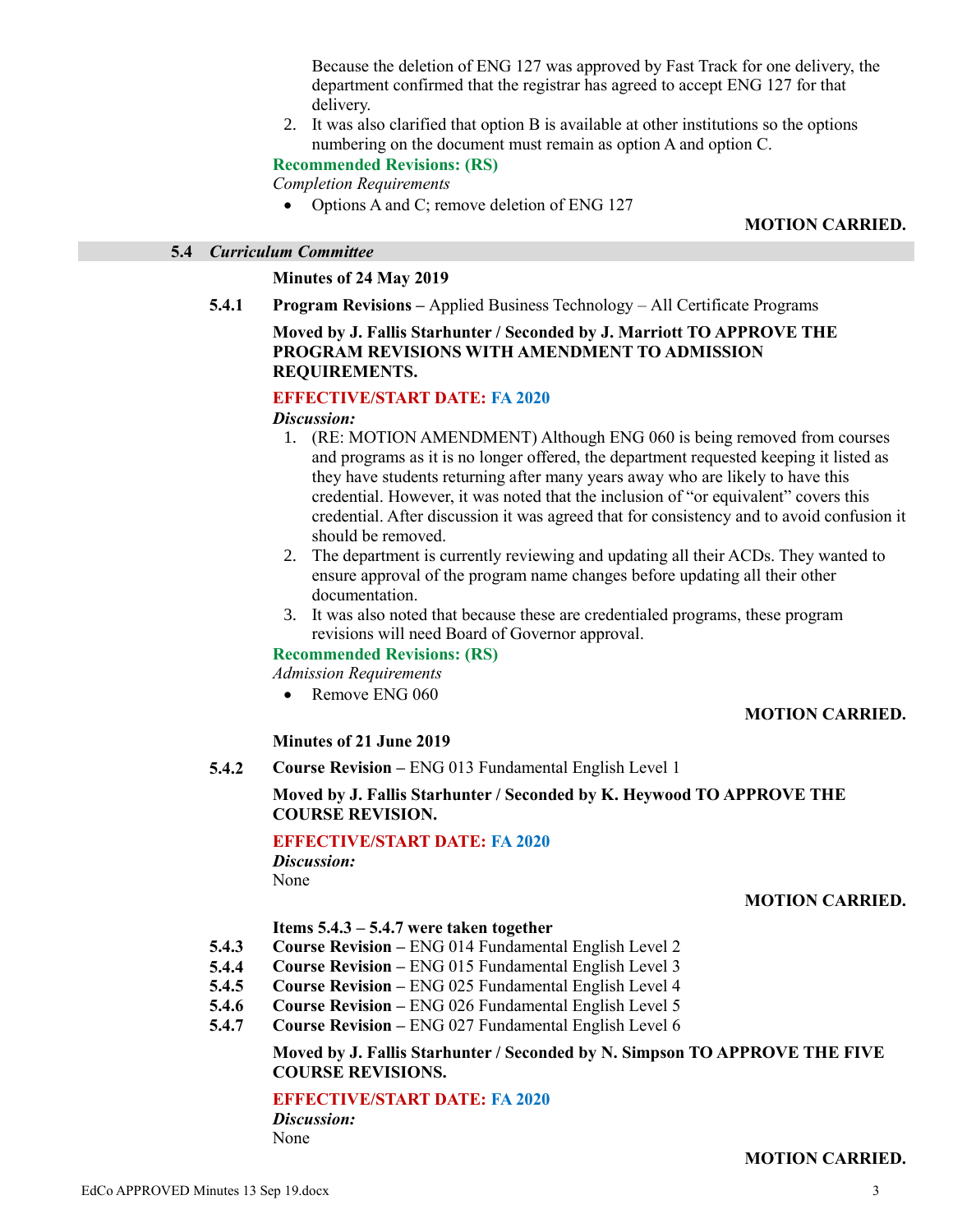Because the deletion of ENG 127 was approved by Fast Track for one delivery, the department confirmed that the registrar has agreed to accept ENG 127 for that delivery.

2. It was also clarified that option B is available at other institutions so the options numbering on the document must remain as option A and option C.

**Recommended Revisions: (RS)**

*Completion Requirements*

- Options A and C; remove deletion of ENG 127

**MOTION CARRIED.**

## 5.4 *Curriculum Committee*

**Minutes of 24 May 2019**

**5.4.1 Program Revisions –** Applied Business Technology – All Certificate Programs

**Moved by J. Fallis Starhunter / Seconded by J. Marriott TO APPROVE THE PROGRAM REVISIONS WITH AMENDMENT TO ADMISSION REQUIREMENTS.**

**EFFECTIVE/START DATE: FA 2020**

***Discussion:***

1. (RE: MOTION AMENDMENT) Although ENG 060 is being removed from courses and programs as it is no longer offered, the department requested keeping it listed as they have students returning after many years away who are likely to have this credential. However, it was noted that the inclusion of "or equivalent" covers this credential. After discussion it was agreed that for consistency and to avoid confusion it should be removed.
2. The department is currently reviewing and updating all their ACDs. They wanted to ensure approval of the program name changes before updating all their other documentation.
3. It was also noted that because these are credentialed programs, these program revisions will need Board of Governor approval.

**Recommended Revisions: (RS)**

*Admission Requirements*

- Remove ENG 060

**MOTION CARRIED.**

**Minutes of 21 June 2019**

**5.4.2 Course Revision –** ENG 013 Fundamental English Level 1

**Moved by J. Fallis Starhunter / Seconded by K. Heywood TO APPROVE THE COURSE REVISION.**

**EFFECTIVE/START DATE: FA 2020**

***Discussion:***

None

**MOTION CARRIED.**

**Items 5.4.3 – 5.4.7 were taken together**

**5.4.3 Course Revision –** ENG 014 Fundamental English Level 2
**5.4.4 Course Revision –** ENG 015 Fundamental English Level 3
**5.4.5 Course Revision –** ENG 025 Fundamental English Level 4
**5.4.6 Course Revision –** ENG 026 Fundamental English Level 5
**5.4.7 Course Revision –** ENG 027 Fundamental English Level 6

**Moved by J. Fallis Starhunter / Seconded by N. Simpson TO APPROVE THE FIVE COURSE REVISIONS.**

**EFFECTIVE/START DATE: FA 2020**

***Discussion:***

None

**MOTION CARRIED.**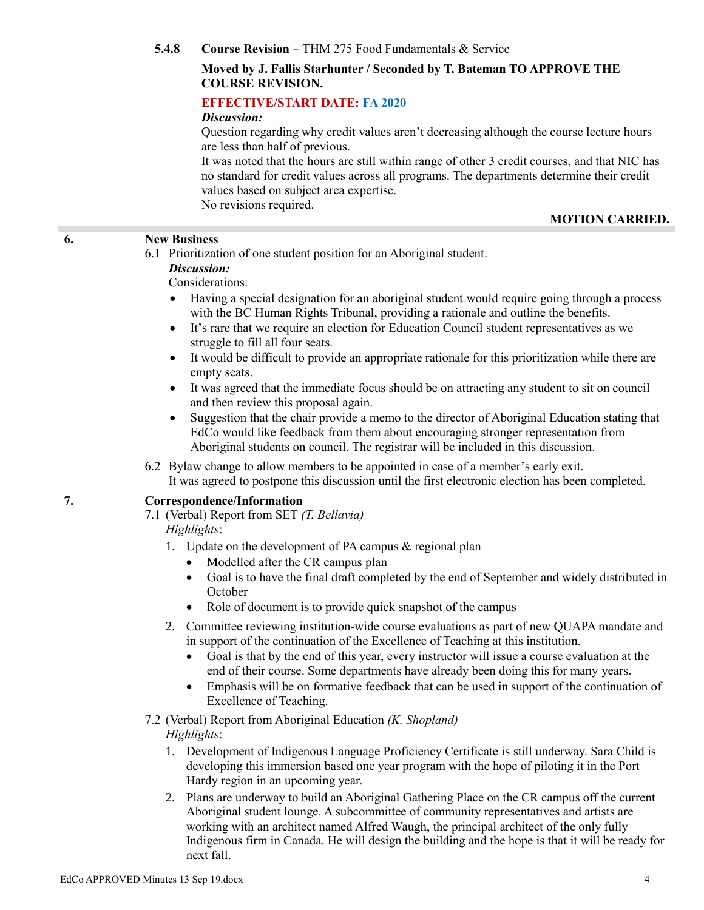**5.4.8 Course Revision –** THM 275 Food Fundamentals & Service

**Moved by J. Fallis Starhunter / Seconded by T. Bateman TO APPROVE THE COURSE REVISION.**

**EFFECTIVE/START DATE: FA 2020**

***Discussion:***

Question regarding why credit values aren't decreasing although the course lecture hours are less than half of previous.

It was noted that the hours are still within range of other 3 credit courses, and that NIC has no standard for credit values across all programs. The departments determine their credit values based on subject area expertise.

No revisions required.

**MOTION CARRIED.**

## 6. New Business

6.1 Prioritization of one student position for an Aboriginal student.

***Discussion:***

Considerations:

- Having a special designation for an aboriginal student would require going through a process with the BC Human Rights Tribunal, providing a rationale and outline the benefits.
- It's rare that we require an election for Education Council student representatives as we struggle to fill all four seats.
- It would be difficult to provide an appropriate rationale for this prioritization while there are empty seats.
- It was agreed that the immediate focus should be on attracting any student to sit on council and then review this proposal again.
- Suggestion that the chair provide a memo to the director of Aboriginal Education stating that EdCo would like feedback from them about encouraging stronger representation from Aboriginal students on council. The registrar will be included in this discussion.

6.2 Bylaw change to allow members to be appointed in case of a member's early exit.
It was agreed to postpone this discussion until the first electronic election has been completed.

## 7. Correspondence/Information

7.1 (Verbal) Report from SET *(T. Bellavia)*

*Highlights*:

1. Update on the development of PA campus & regional plan
   - Modelled after the CR campus plan
   - Goal is to have the final draft completed by the end of September and widely distributed in October
   - Role of document is to provide quick snapshot of the campus
2. Committee reviewing institution-wide course evaluations as part of new QUAPA mandate and in support of the continuation of the Excellence of Teaching at this institution.
   - Goal is that by the end of this year, every instructor will issue a course evaluation at the end of their course. Some departments have already been doing this for many years.
   - Emphasis will be on formative feedback that can be used in support of the continuation of Excellence of Teaching.

7.2 (Verbal) Report from Aboriginal Education *(K. Shopland)*

*Highlights*:

1. Development of Indigenous Language Proficiency Certificate is still underway. Sara Child is developing this immersion based one year program with the hope of piloting it in the Port Hardy region in an upcoming year.
2. Plans are underway to build an Aboriginal Gathering Place on the CR campus off the current Aboriginal student lounge. A subcommittee of community representatives and artists are working with an architect named Alfred Waugh, the principal architect of the only fully Indigenous firm in Canada. He will design the building and the hope is that it will be ready for next fall.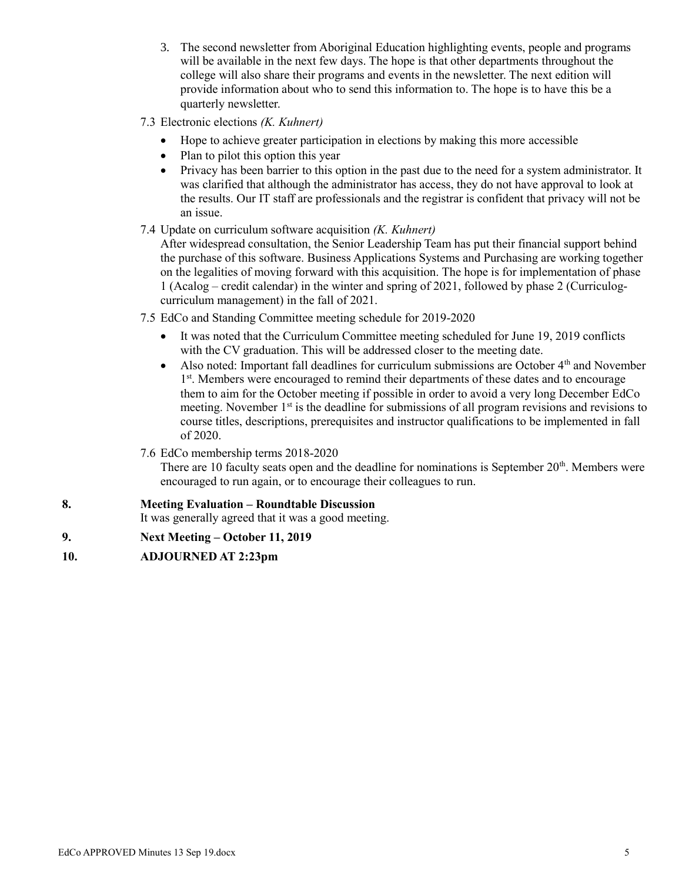3. The second newsletter from Aboriginal Education highlighting events, people and programs will be available in the next few days. The hope is that other departments throughout the college will also share their programs and events in the newsletter. The next edition will provide information about who to send this information to. The hope is to have this be a quarterly newsletter.

7.3 Electronic elections *(K. Kuhnert)*

- Hope to achieve greater participation in elections by making this more accessible
- Plan to pilot this option this year
- Privacy has been barrier to this option in the past due to the need for a system administrator. It was clarified that although the administrator has access, they do not have approval to look at the results. Our IT staff are professionals and the registrar is confident that privacy will not be an issue.

7.4 Update on curriculum software acquisition *(K. Kuhnert)*

After widespread consultation, the Senior Leadership Team has put their financial support behind the purchase of this software. Business Applications Systems and Purchasing are working together on the legalities of moving forward with this acquisition. The hope is for implementation of phase 1 (Acalog – credit calendar) in the winter and spring of 2021, followed by phase 2 (Curriculog- curriculum management) in the fall of 2021.

7.5 EdCo and Standing Committee meeting schedule for 2019-2020

- It was noted that the Curriculum Committee meeting scheduled for June 19, 2019 conflicts with the CV graduation. This will be addressed closer to the meeting date.
- Also noted: Important fall deadlines for curriculum submissions are October 4th and November 1st. Members were encouraged to remind their departments of these dates and to encourage them to aim for the October meeting if possible in order to avoid a very long December EdCo meeting. November 1st is the deadline for submissions of all program revisions and revisions to course titles, descriptions, prerequisites and instructor qualifications to be implemented in fall of 2020.

7.6 EdCo membership terms 2018-2020

There are 10 faculty seats open and the deadline for nominations is September 20th. Members were encouraged to run again, or to encourage their colleagues to run.

**8. Meeting Evaluation – Roundtable Discussion**

It was generally agreed that it was a good meeting.

**9. Next Meeting – October 11, 2019**

**10. ADJOURNED AT 2:23pm**